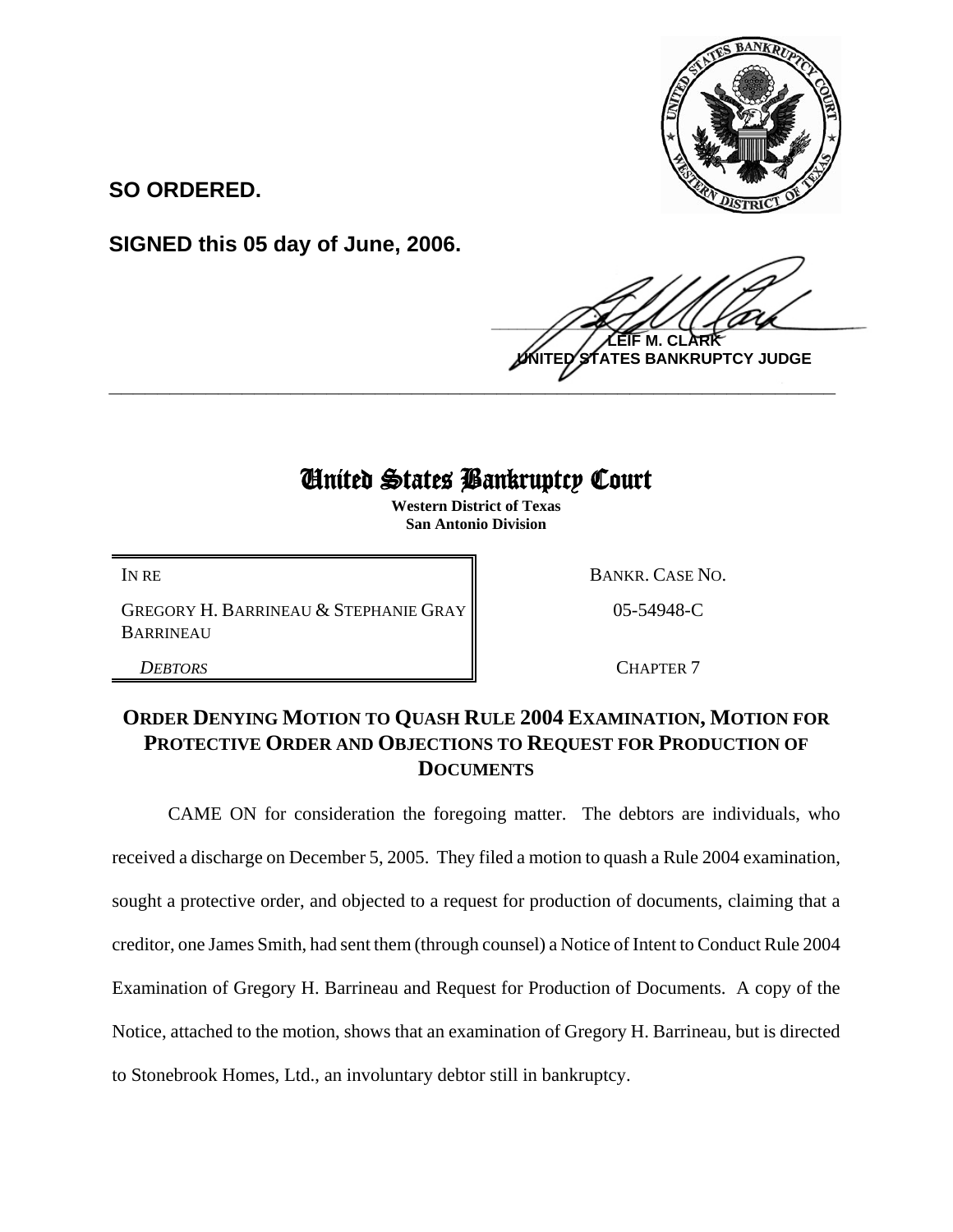**SO ORDERED.**

**SIGNED this 05 day of June, 2006.**

**LEIF M. CLARK**
**UNITED STATES BANKRUPTCY JUDGE**

---

# United States Bankruptcy Court

**Western District of Texas**
**San Antonio Division**

| IN RE<br><br>GREGORY H. BARRINEAU & STEPHANIE GRAY BARRINEAU<br><br>*DEBTORS* | BANKR. CASE NO.<br><br>05-54948-C<br><br>CHAPTER 7 |
|---|---|

## ORDER DENYING MOTION TO QUASH RULE 2004 EXAMINATION, MOTION FOR PROTECTIVE ORDER AND OBJECTIONS TO REQUEST FOR PRODUCTION OF DOCUMENTS

CAME ON for consideration the foregoing matter. The debtors are individuals, who received a discharge on December 5, 2005. They filed a motion to quash a Rule 2004 examination, sought a protective order, and objected to a request for production of documents, claiming that a creditor, one James Smith, had sent them (through counsel) a Notice of Intent to Conduct Rule 2004 Examination of Gregory H. Barrineau and Request for Production of Documents. A copy of the Notice, attached to the motion, shows that an examination of Gregory H. Barrineau, but is directed to Stonebrook Homes, Ltd., an involuntary debtor still in bankruptcy.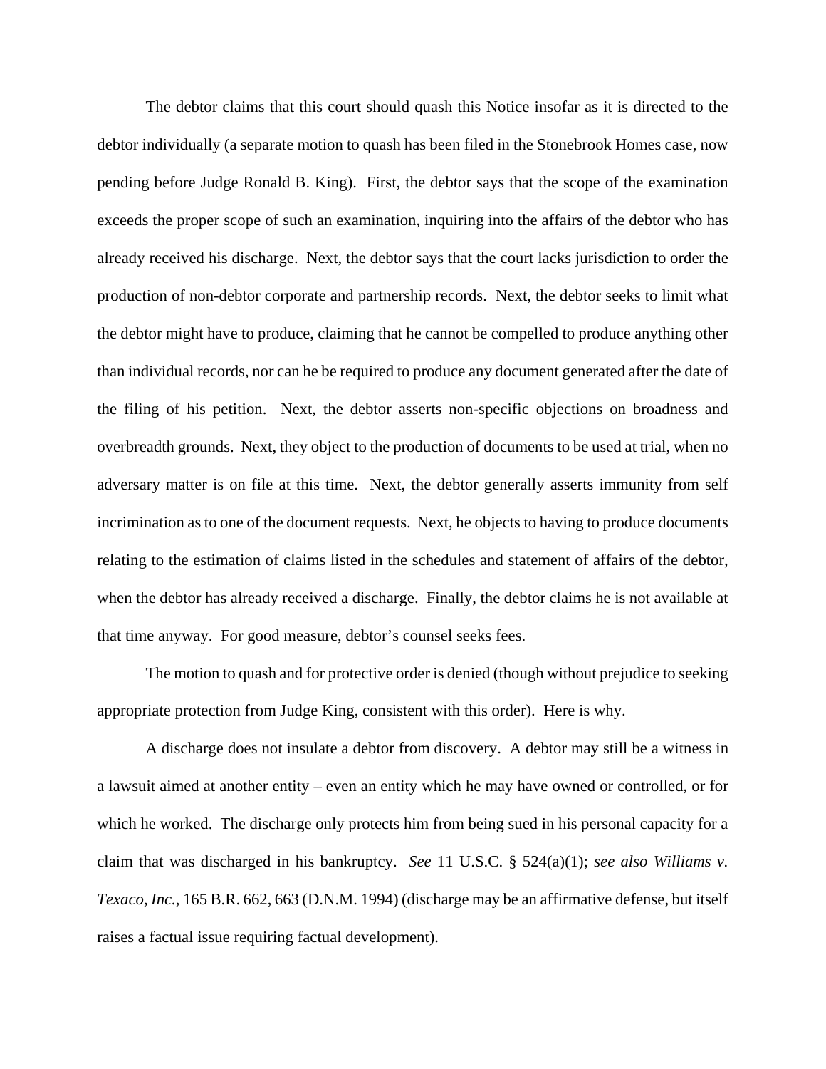The debtor claims that this court should quash this Notice insofar as it is directed to the debtor individually (a separate motion to quash has been filed in the Stonebrook Homes case, now pending before Judge Ronald B. King). First, the debtor says that the scope of the examination exceeds the proper scope of such an examination, inquiring into the affairs of the debtor who has already received his discharge. Next, the debtor says that the court lacks jurisdiction to order the production of non-debtor corporate and partnership records. Next, the debtor seeks to limit what the debtor might have to produce, claiming that he cannot be compelled to produce anything other than individual records, nor can he be required to produce any document generated after the date of the filing of his petition. Next, the debtor asserts non-specific objections on broadness and overbreadth grounds. Next, they object to the production of documents to be used at trial, when no adversary matter is on file at this time. Next, the debtor generally asserts immunity from self incrimination as to one of the document requests. Next, he objects to having to produce documents relating to the estimation of claims listed in the schedules and statement of affairs of the debtor, when the debtor has already received a discharge. Finally, the debtor claims he is not available at that time anyway. For good measure, debtor's counsel seeks fees.

The motion to quash and for protective order is denied (though without prejudice to seeking appropriate protection from Judge King, consistent with this order). Here is why.

A discharge does not insulate a debtor from discovery. A debtor may still be a witness in a lawsuit aimed at another entity – even an entity which he may have owned or controlled, or for which he worked. The discharge only protects him from being sued in his personal capacity for a claim that was discharged in his bankruptcy. *See* 11 U.S.C. § 524(a)(1); *see also Williams v. Texaco, Inc.*, 165 B.R. 662, 663 (D.N.M. 1994) (discharge may be an affirmative defense, but itself raises a factual issue requiring factual development).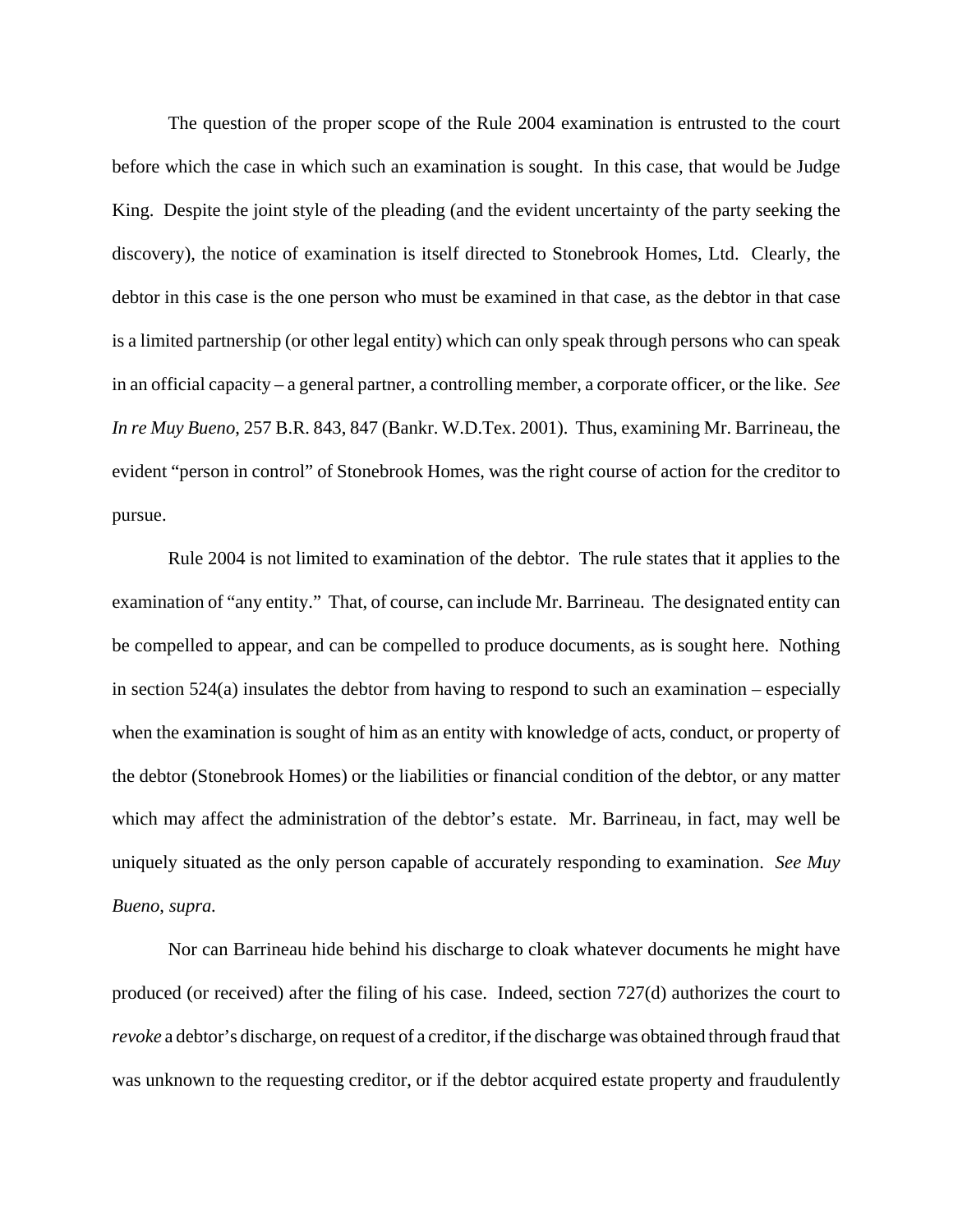The question of the proper scope of the Rule 2004 examination is entrusted to the court before which the case in which such an examination is sought. In this case, that would be Judge King. Despite the joint style of the pleading (and the evident uncertainty of the party seeking the discovery), the notice of examination is itself directed to Stonebrook Homes, Ltd. Clearly, the debtor in this case is the one person who must be examined in that case, as the debtor in that case is a limited partnership (or other legal entity) which can only speak through persons who can speak in an official capacity – a general partner, a controlling member, a corporate officer, or the like. *See In re Muy Bueno*, 257 B.R. 843, 847 (Bankr. W.D.Tex. 2001). Thus, examining Mr. Barrineau, the evident "person in control" of Stonebrook Homes, was the right course of action for the creditor to pursue.

Rule 2004 is not limited to examination of the debtor. The rule states that it applies to the examination of "any entity." That, of course, can include Mr. Barrineau. The designated entity can be compelled to appear, and can be compelled to produce documents, as is sought here. Nothing in section 524(a) insulates the debtor from having to respond to such an examination – especially when the examination is sought of him as an entity with knowledge of acts, conduct, or property of the debtor (Stonebrook Homes) or the liabilities or financial condition of the debtor, or any matter which may affect the administration of the debtor's estate. Mr. Barrineau, in fact, may well be uniquely situated as the only person capable of accurately responding to examination. *See Muy Bueno, supra.*

Nor can Barrineau hide behind his discharge to cloak whatever documents he might have produced (or received) after the filing of his case. Indeed, section 727(d) authorizes the court to *revoke* a debtor's discharge, on request of a creditor, if the discharge was obtained through fraud that was unknown to the requesting creditor, or if the debtor acquired estate property and fraudulently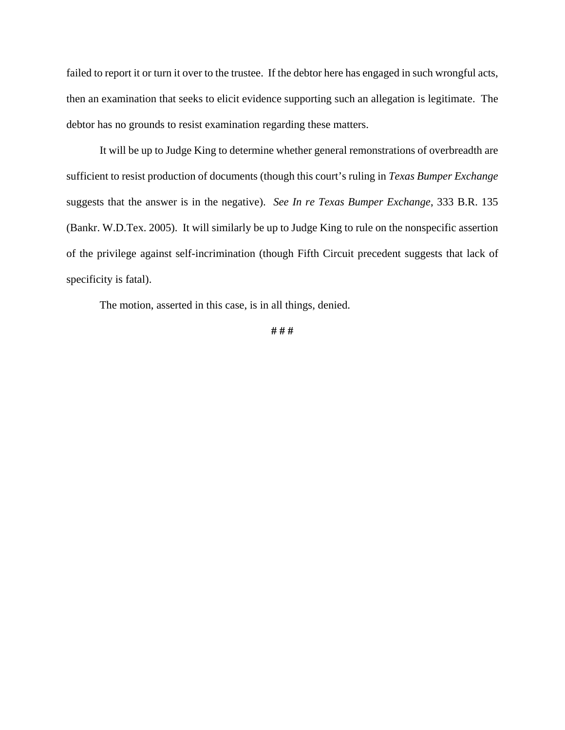failed to report it or turn it over to the trustee. If the debtor here has engaged in such wrongful acts, then an examination that seeks to elicit evidence supporting such an allegation is legitimate. The debtor has no grounds to resist examination regarding these matters.

It will be up to Judge King to determine whether general remonstrations of overbreadth are sufficient to resist production of documents (though this court's ruling in *Texas Bumper Exchange* suggests that the answer is in the negative). *See In re Texas Bumper Exchange*, 333 B.R. 135 (Bankr. W.D.Tex. 2005). It will similarly be up to Judge King to rule on the nonspecific assertion of the privilege against self-incrimination (though Fifth Circuit precedent suggests that lack of specificity is fatal).

The motion, asserted in this case, is in all things, denied.

# # #